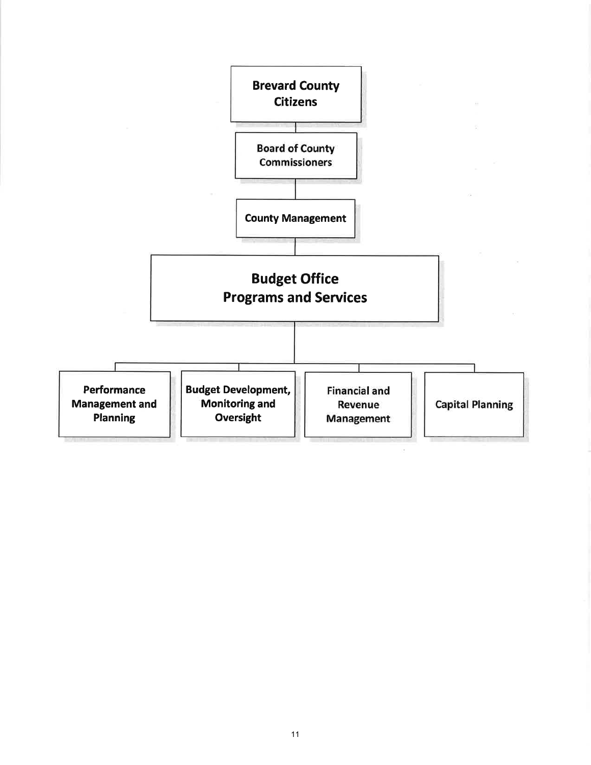- **Brevard County Citizens**
  - **Board of County Commissioners**
    - **County Management**
      - **Budget Office Programs and Services**
        - **Performance Management and Planning**
        - **Budget Development, Monitoring and Oversight**
        - **Financial and Revenue Management**
        - **Capital Planning**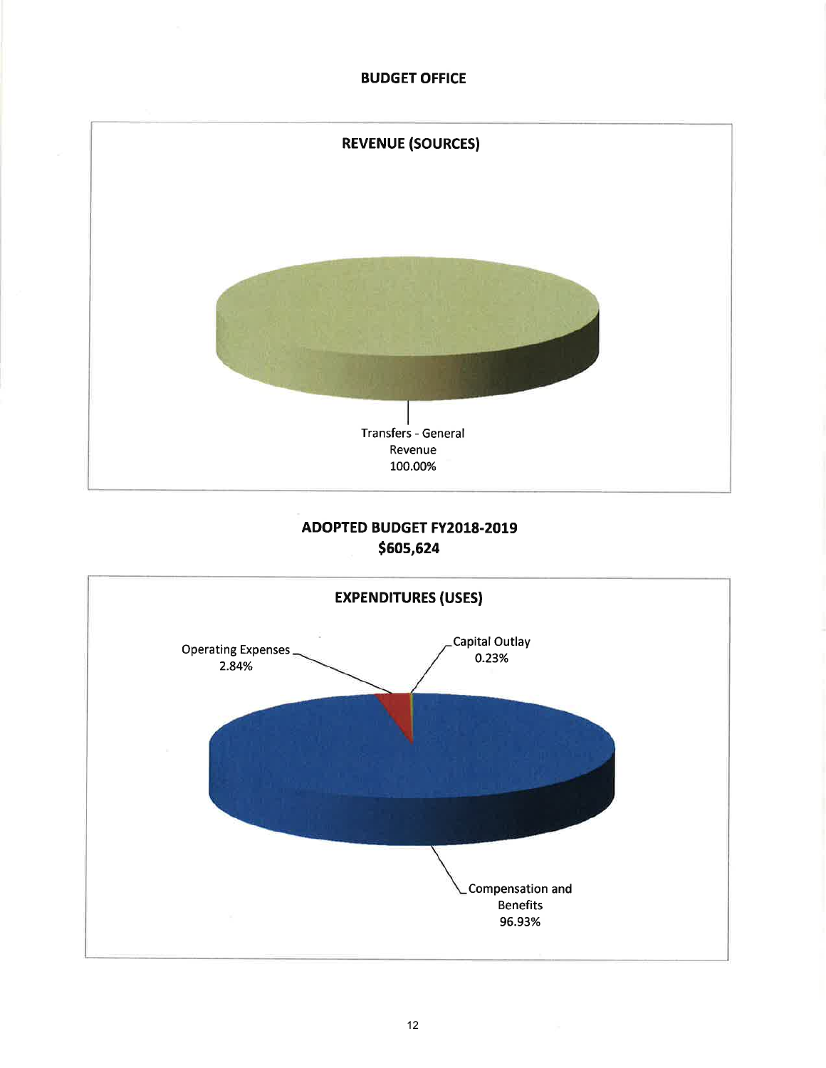# BUDGET OFFICE

## REVENUE (SOURCES)

Transfers - General Revenue 100.00%

## ADOPTED BUDGET FY2018-2019
## $605,624

## EXPENDITURES (USES)

Operating Expenses 2.84%

Capital Outlay 0.23%

Compensation and Benefits 96.93%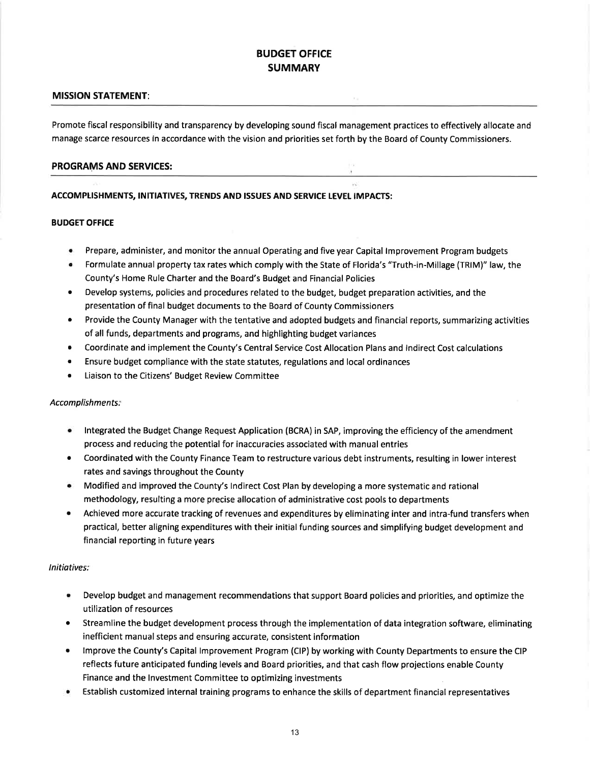# BUDGET OFFICE
# SUMMARY

## MISSION STATEMENT:

Promote fiscal responsibility and transparency by developing sound fiscal management practices to effectively allocate and manage scarce resources in accordance with the vision and priorities set forth by the Board of County Commissioners.

## PROGRAMS AND SERVICES:

### ACCOMPLISHMENTS, INITIATIVES, TRENDS AND ISSUES AND SERVICE LEVEL IMPACTS:

#### BUDGET OFFICE

- Prepare, administer, and monitor the annual Operating and five year Capital Improvement Program budgets
- Formulate annual property tax rates which comply with the State of Florida's "Truth-in-Millage (TRIM)" law, the County's Home Rule Charter and the Board's Budget and Financial Policies
- Develop systems, policies and procedures related to the budget, budget preparation activities, and the presentation of final budget documents to the Board of County Commissioners
- Provide the County Manager with the tentative and adopted budgets and financial reports, summarizing activities of all funds, departments and programs, and highlighting budget variances
- Coordinate and implement the County's Central Service Cost Allocation Plans and Indirect Cost calculations
- Ensure budget compliance with the state statutes, regulations and local ordinances
- Liaison to the Citizens' Budget Review Committee

*Accomplishments:*

- Integrated the Budget Change Request Application (BCRA) in SAP, improving the efficiency of the amendment process and reducing the potential for inaccuracies associated with manual entries
- Coordinated with the County Finance Team to restructure various debt instruments, resulting in lower interest rates and savings throughout the County
- Modified and improved the County's Indirect Cost Plan by developing a more systematic and rational methodology, resulting a more precise allocation of administrative cost pools to departments
- Achieved more accurate tracking of revenues and expenditures by eliminating inter and intra-fund transfers when practical, better aligning expenditures with their initial funding sources and simplifying budget development and financial reporting in future years

*Initiatives:*

- Develop budget and management recommendations that support Board policies and priorities, and optimize the utilization of resources
- Streamline the budget development process through the implementation of data integration software, eliminating inefficient manual steps and ensuring accurate, consistent information
- Improve the County's Capital Improvement Program (CIP) by working with County Departments to ensure the CIP reflects future anticipated funding levels and Board priorities, and that cash flow projections enable County Finance and the Investment Committee to optimizing investments
- Establish customized internal training programs to enhance the skills of department financial representatives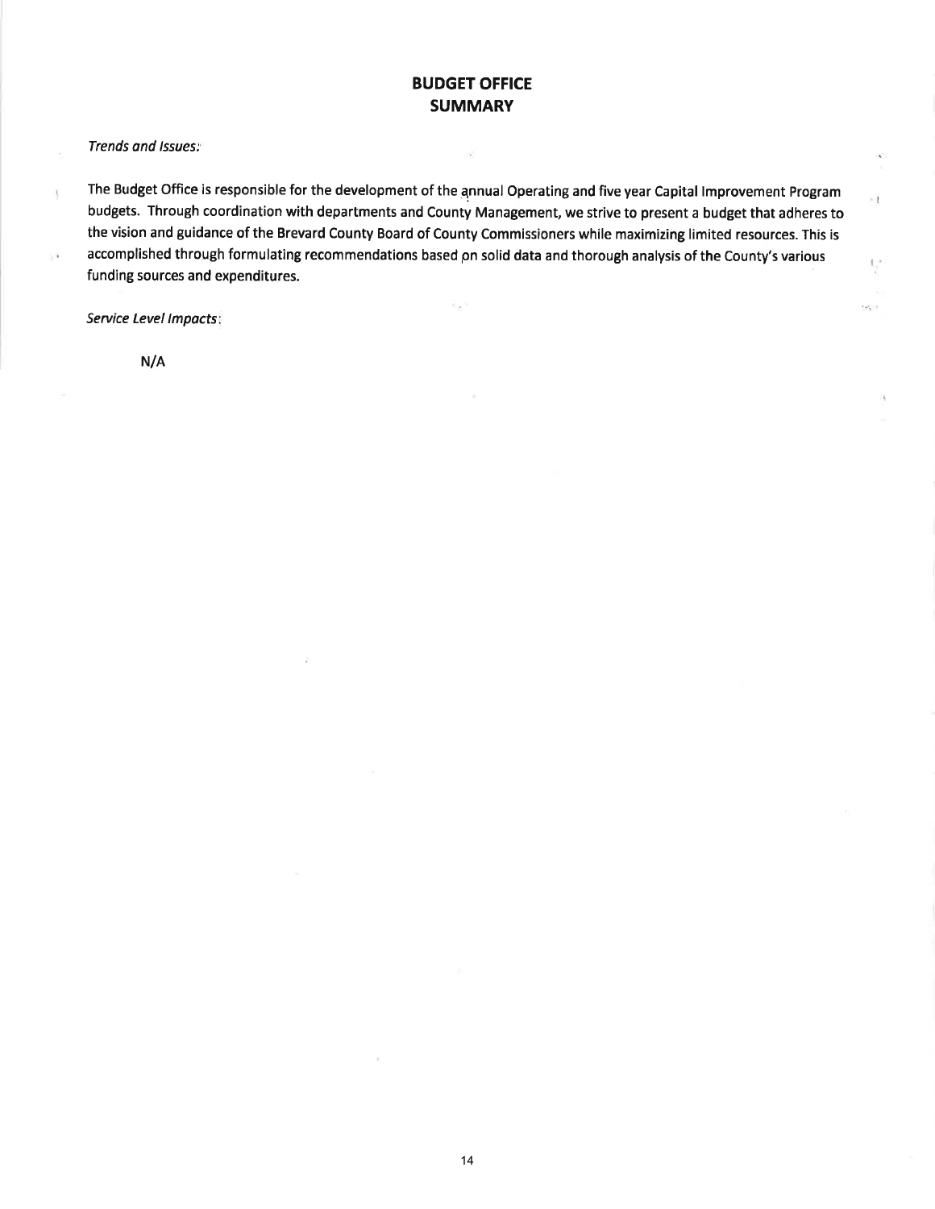# BUDGET OFFICE
## SUMMARY

*Trends and Issues:*

The Budget Office is responsible for the development of the annual Operating and five year Capital Improvement Program budgets. Through coordination with departments and County Management, we strive to present a budget that adheres to the vision and guidance of the Brevard County Board of County Commissioners while maximizing limited resources. This is accomplished through formulating recommendations based on solid data and thorough analysis of the County's various funding sources and expenditures.

*Service Level Impacts:*

N/A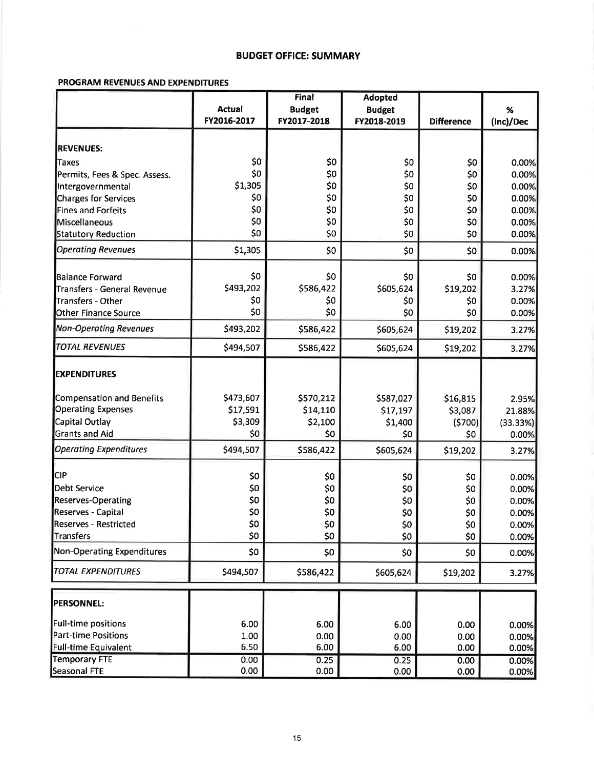## BUDGET OFFICE: SUMMARY

### PROGRAM REVENUES AND EXPENDITURES

| | Actual FY2016-2017 | Final Budget FY2017-2018 | Adopted Budget FY2018-2019 | Difference | % (Inc)/Dec |
|---|---|---|---|---|---|
| **REVENUES:** | | | | | |
| Taxes | $0 | $0 | $0 | $0 | 0.00% |
| Permits, Fees & Spec. Assess. | $0 | $0 | $0 | $0 | 0.00% |
| Intergovernmental | $1,305 | $0 | $0 | $0 | 0.00% |
| Charges for Services | $0 | $0 | $0 | $0 | 0.00% |
| Fines and Forfeits | $0 | $0 | $0 | $0 | 0.00% |
| Miscellaneous | $0 | $0 | $0 | $0 | 0.00% |
| Statutory Reduction | $0 | $0 | $0 | $0 | 0.00% |
| *Operating Revenues* | $1,305 | $0 | $0 | $0 | 0.00% |
| Balance Forward | $0 | $0 | $0 | $0 | 0.00% |
| Transfers - General Revenue | $493,202 | $586,422 | $605,624 | $19,202 | 3.27% |
| Transfers - Other | $0 | $0 | $0 | $0 | 0.00% |
| Other Finance Source | $0 | $0 | $0 | $0 | 0.00% |
| *Non-Operating Revenues* | $493,202 | $586,422 | $605,624 | $19,202 | 3.27% |
| *TOTAL REVENUES* | $494,507 | $586,422 | $605,624 | $19,202 | 3.27% |
| **EXPENDITURES** | | | | | |
| Compensation and Benefits | $473,607 | $570,212 | $587,027 | $16,815 | 2.95% |
| Operating Expenses | $17,591 | $14,110 | $17,197 | $3,087 | 21.88% |
| Capital Outlay | $3,309 | $2,100 | $1,400 | ($700) | (33.33%) |
| Grants and Aid | $0 | $0 | $0 | $0 | 0.00% |
| *Operating Expenditures* | $494,507 | $586,422 | $605,624 | $19,202 | 3.27% |
| CIP | $0 | $0 | $0 | $0 | 0.00% |
| Debt Service | $0 | $0 | $0 | $0 | 0.00% |
| Reserves-Operating | $0 | $0 | $0 | $0 | 0.00% |
| Reserves - Capital | $0 | $0 | $0 | $0 | 0.00% |
| Reserves - Restricted | $0 | $0 | $0 | $0 | 0.00% |
| Transfers | $0 | $0 | $0 | $0 | 0.00% |
| Non-Operating Expenditures | $0 | $0 | $0 | $0 | 0.00% |
| *TOTAL EXPENDITURES* | $494,507 | $586,422 | $605,624 | $19,202 | 3.27% |
| **PERSONNEL:** | | | | | |
| Full-time positions | 6.00 | 6.00 | 6.00 | 0.00 | 0.00% |
| Part-time Positions | 1.00 | 0.00 | 0.00 | 0.00 | 0.00% |
| Full-time Equivalent | 6.50 | 6.00 | 6.00 | 0.00 | 0.00% |
| Temporary FTE | 0.00 | 0.25 | 0.25 | 0.00 | 0.00% |
| Seasonal FTE | 0.00 | 0.00 | 0.00 | 0.00 | 0.00% |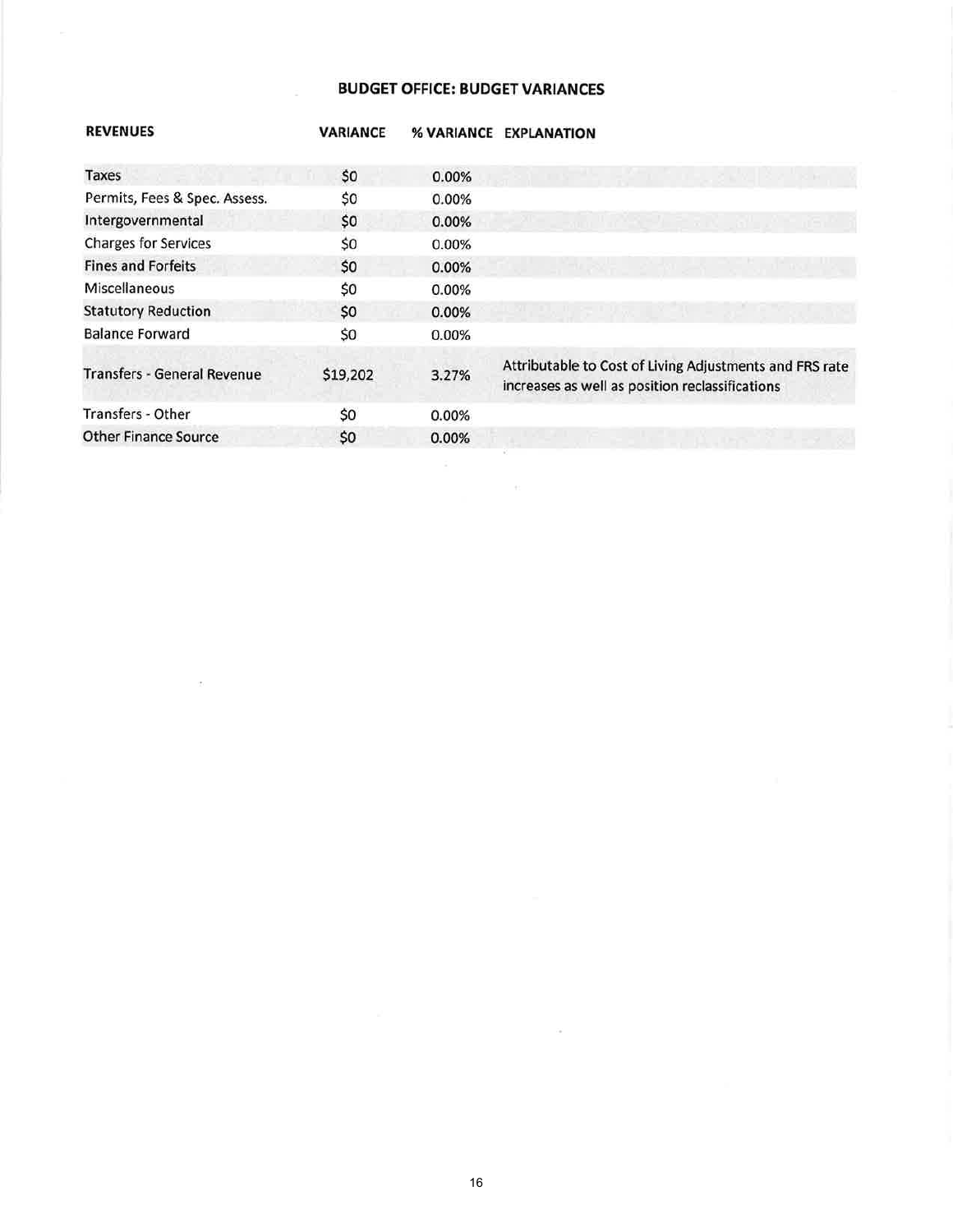## BUDGET OFFICE: BUDGET VARIANCES

| REVENUES | VARIANCE | % VARIANCE | EXPLANATION |
|---|---|---|---|
| Taxes | $0 | 0.00% | |
| Permits, Fees & Spec. Assess. | $0 | 0.00% | |
| Intergovernmental | $0 | 0.00% | |
| Charges for Services | $0 | 0.00% | |
| Fines and Forfeits | $0 | 0.00% | |
| Miscellaneous | $0 | 0.00% | |
| Statutory Reduction | $0 | 0.00% | |
| Balance Forward | $0 | 0.00% | |
| Transfers - General Revenue | $19,202 | 3.27% | Attributable to Cost of Living Adjustments and FRS rate increases as well as position reclassifications |
| Transfers - Other | $0 | 0.00% | |
| Other Finance Source | $0 | 0.00% | |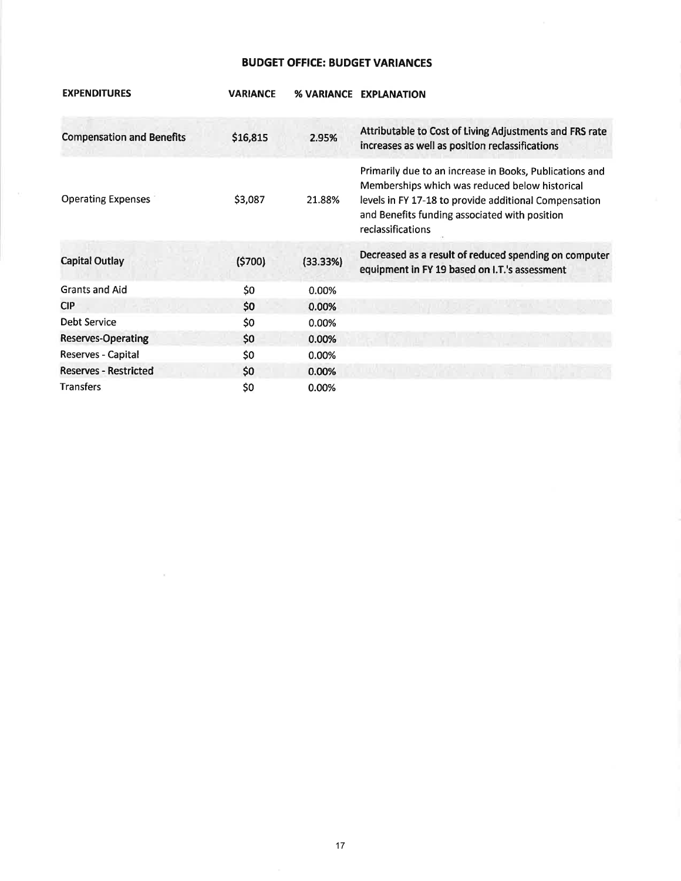## BUDGET OFFICE: BUDGET VARIANCES

| EXPENDITURES | VARIANCE | % VARIANCE | EXPLANATION |
|---|---|---|---|
| Compensation and Benefits | $16,815 | 2.95% | Attributable to Cost of Living Adjustments and FRS rate increases as well as position reclassifications |
| Operating Expenses | $3,087 | 21.88% | Primarily due to an increase in Books, Publications and Memberships which was reduced below historical levels in FY 17-18 to provide additional Compensation and Benefits funding associated with position reclassifications |
| Capital Outlay | ($700) | (33.33%) | Decreased as a result of reduced spending on computer equipment in FY 19 based on I.T.'s assessment |
| Grants and Aid | $0 | 0.00% | |
| CIP | $0 | 0.00% | |
| Debt Service | $0 | 0.00% | |
| Reserves-Operating | $0 | 0.00% | |
| Reserves - Capital | $0 | 0.00% | |
| Reserves - Restricted | $0 | 0.00% | |
| Transfers | $0 | 0.00% | |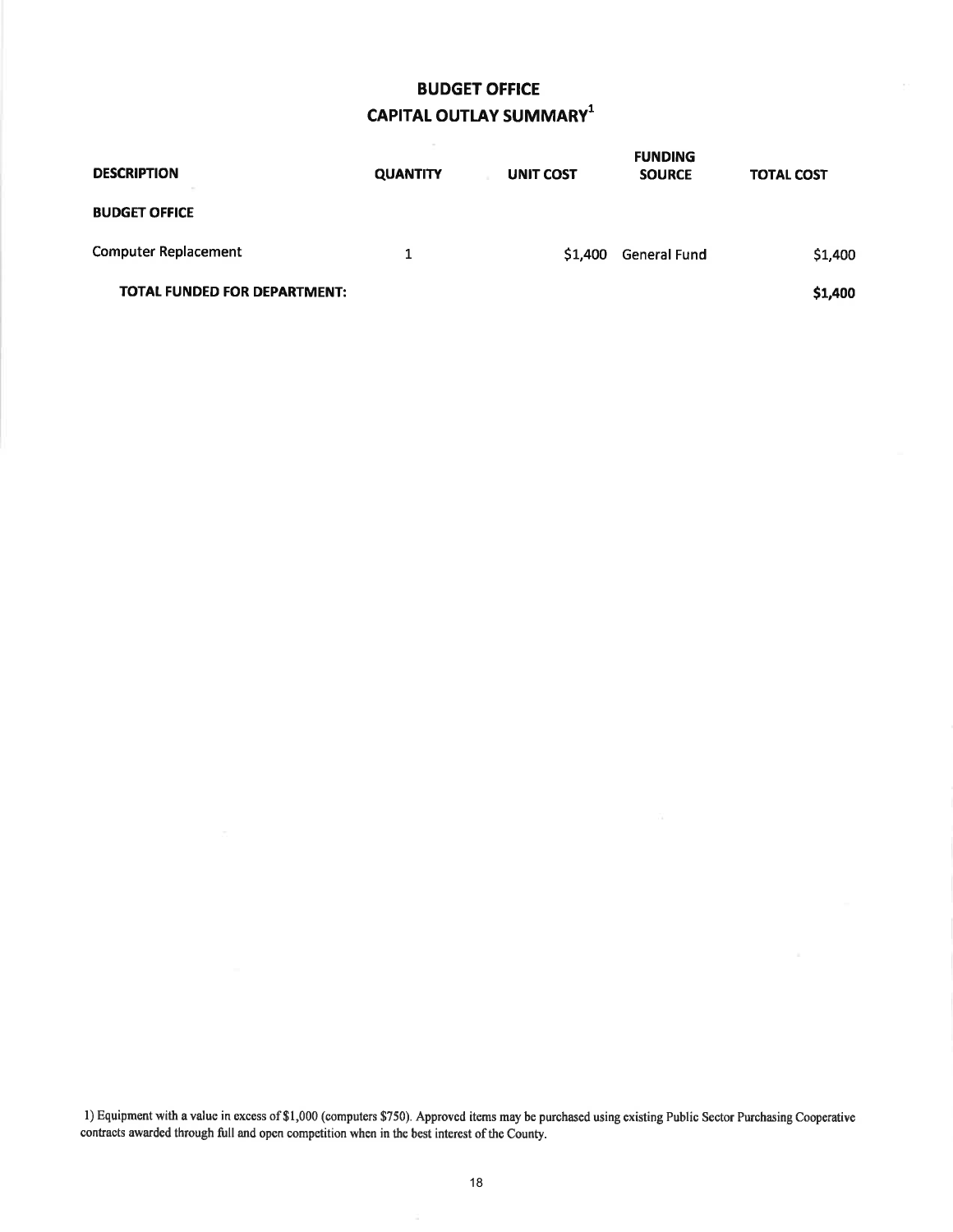## BUDGET OFFICE

## CAPITAL OUTLAY SUMMARY[1]

| DESCRIPTION | QUANTITY | UNIT COST | FUNDING SOURCE | TOTAL COST |
|---|---|---|---|---|
| **BUDGET OFFICE** | | | | |
| Computer Replacement | 1 | $1,400 | General Fund | $1,400 |
| **TOTAL FUNDED FOR DEPARTMENT:** | | | | **$1,400** |

1) Equipment with a value in excess of $1,000 (computers $750). Approved items may be purchased using existing Public Sector Purchasing Cooperative contracts awarded through full and open competition when in the best interest of the County.